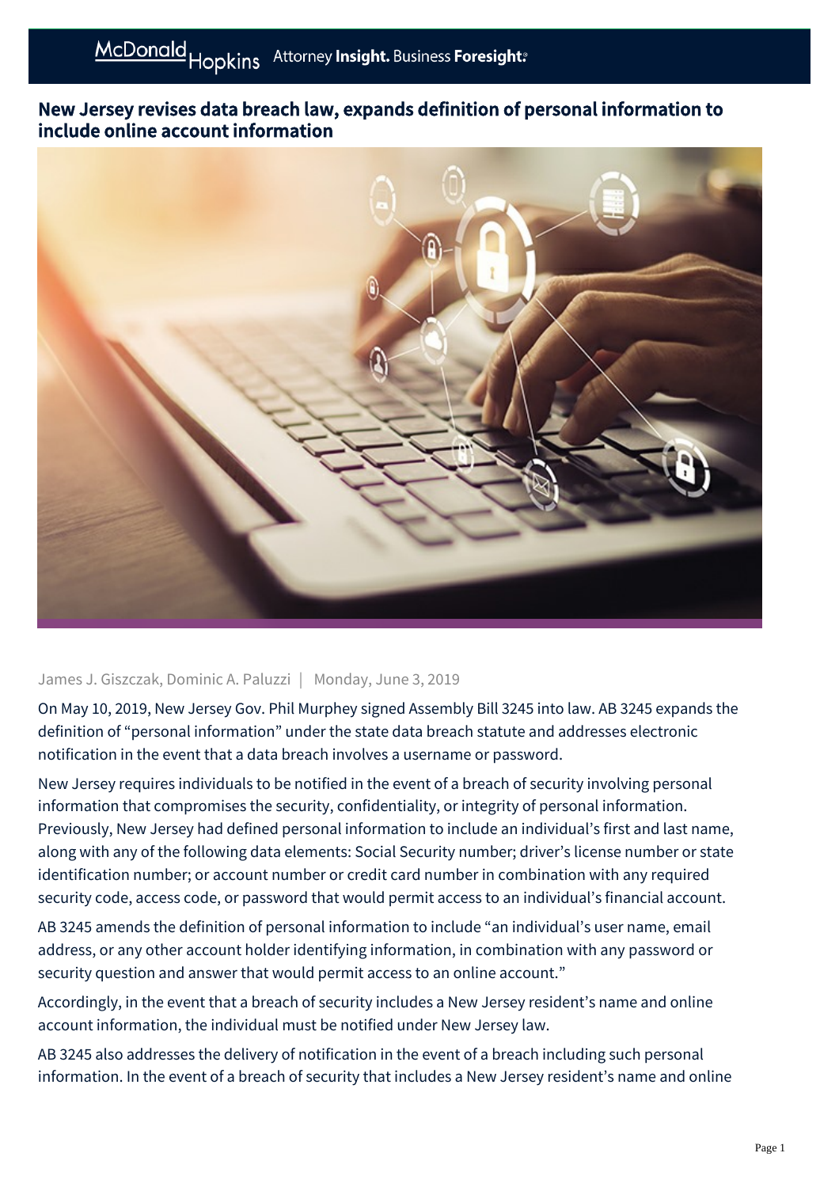# New Jersey revises data breach law, expands definition of personal information to include online account information

James J. Giszczak, Dominic A. Paluzzi | Monday, June 3, 2019

On May 10, 2019, New Jersey Gov. Phil Murphey signed Assembly Bill 3245 into law. AB 3245 expands the definition of "personal information" under the state data breach statute and addresses electronic notification in the event that a data breach involves a username or password.

New Jersey requires individuals to be notified in the event of a breach of security involving personal information that compromises the security, confidentiality, or integrity of personal information. Previously, New Jersey had defined personal information to include an individual's first and last name, along with any of the following data elements: Social Security number; driver's license number or state identification number; or account number or credit card number in combination with any required security code, access code, or password that would permit access to an individual's financial account.

AB 3245 amends the definition of personal information to include "an individual's user name, email address, or any other account holder identifying information, in combination with any password or security question and answer that would permit access to an online account."

Accordingly, in the event that a breach of security includes a New Jersey resident's name and online account information, the individual must be notified under New Jersey law.

AB 3245 also addresses the delivery of notification in the event of a breach including such personal information. In the event of a breach of security that includes a New Jersey resident's name and online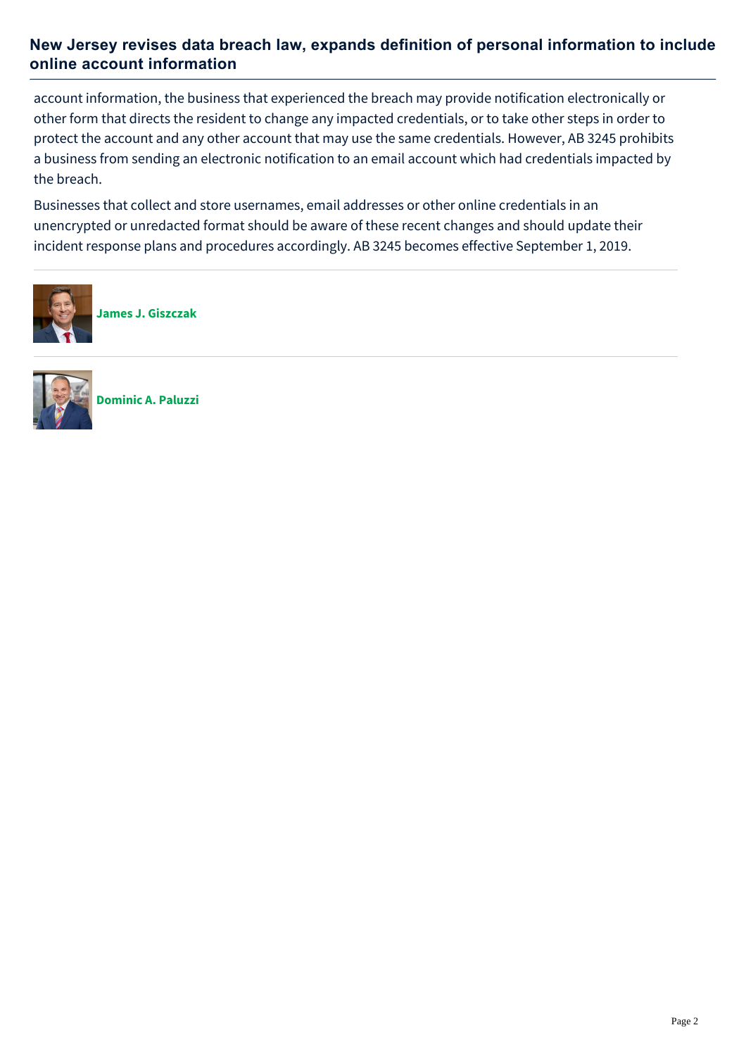account information, the business that experienced the breach may provide notification electronically or other form that directs the resident to change any impacted credentials, or to take other steps in order to protect the account and any other account that may use the same credentials. However, AB 3245 prohibits a business from sending an electronic notification to an email account which had credentials impacted by the breach.

Businesses that collect and store usernames, email addresses or other online credentials in an unencrypted or unredacted format should be aware of these recent changes and should update their incident response plans and procedures accordingly. AB 3245 becomes effective September 1, 2019.

---

**James J. Giszczak**

---

**Dominic A. Paluzzi**